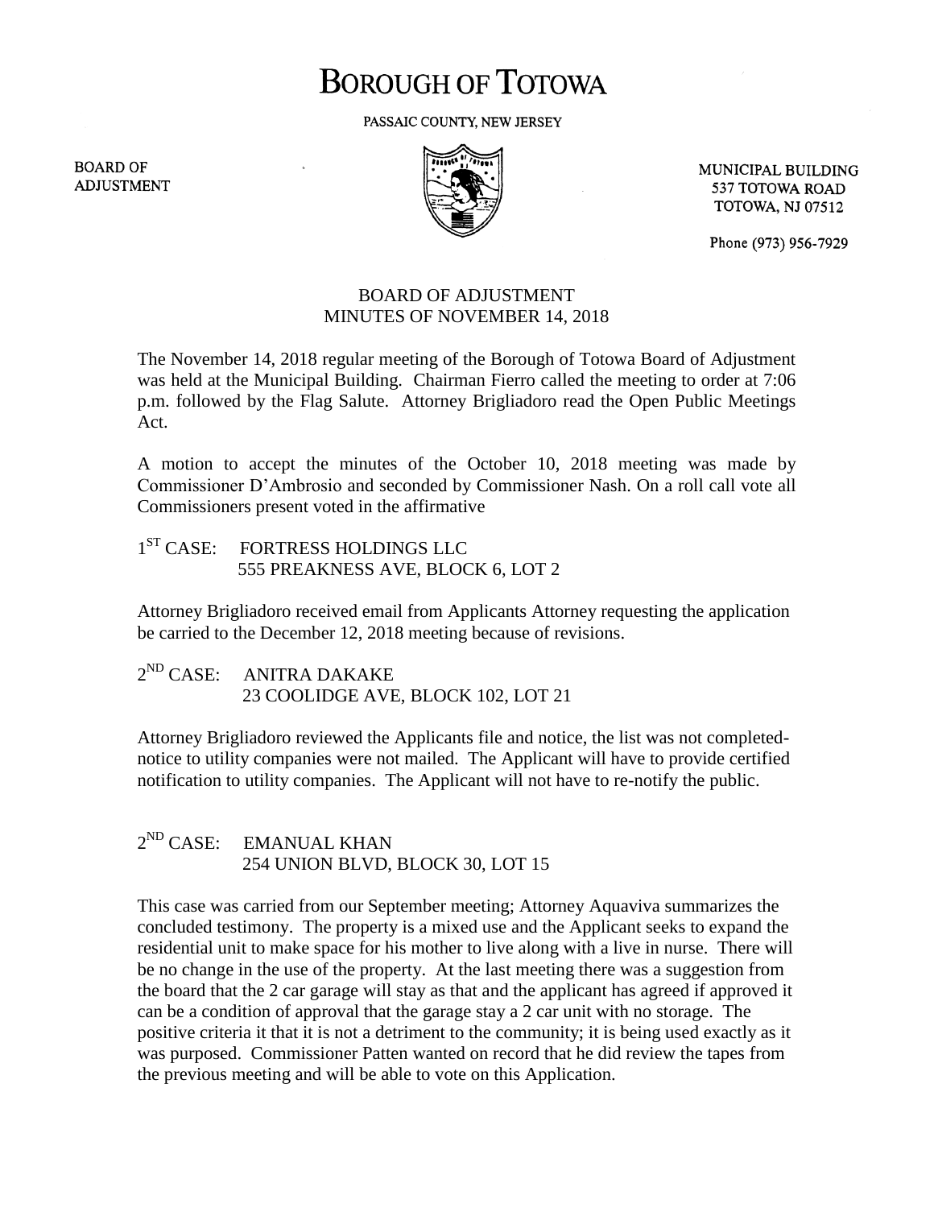# BOROUGH OF TOTOWA

PASSAIC COUNTY, NEW JERSEY

BOARD OF ADJUSTMENT

MUNICIPAL BUILDING
537 TOTOWA ROAD
TOTOWA, NJ 07512

Phone (973) 956-7929

## BOARD OF ADJUSTMENT
## MINUTES OF NOVEMBER 14, 2018

The November 14, 2018 regular meeting of the Borough of Totowa Board of Adjustment was held at the Municipal Building. Chairman Fierro called the meeting to order at 7:06 p.m. followed by the Flag Salute. Attorney Brigliadoro read the Open Public Meetings Act.

A motion to accept the minutes of the October 10, 2018 meeting was made by Commissioner D'Ambrosio and seconded by Commissioner Nash. On a roll call vote all Commissioners present voted in the affirmative

1ST CASE: FORTRESS HOLDINGS LLC
555 PREAKNESS AVE, BLOCK 6, LOT 2

Attorney Brigliadoro received email from Applicants Attorney requesting the application be carried to the December 12, 2018 meeting because of revisions.

2ND CASE: ANITRA DAKAKE
23 COOLIDGE AVE, BLOCK 102, LOT 21

Attorney Brigliadoro reviewed the Applicants file and notice, the list was not completed- notice to utility companies were not mailed. The Applicant will have to provide certified notification to utility companies. The Applicant will not have to re-notify the public.

2ND CASE: EMANUAL KHAN
254 UNION BLVD, BLOCK 30, LOT 15

This case was carried from our September meeting; Attorney Aquaviva summarizes the concluded testimony. The property is a mixed use and the Applicant seeks to expand the residential unit to make space for his mother to live along with a live in nurse. There will be no change in the use of the property. At the last meeting there was a suggestion from the board that the 2 car garage will stay as that and the applicant has agreed if approved it can be a condition of approval that the garage stay a 2 car unit with no storage. The positive criteria it that it is not a detriment to the community; it is being used exactly as it was purposed. Commissioner Patten wanted on record that he did review the tapes from the previous meeting and will be able to vote on this Application.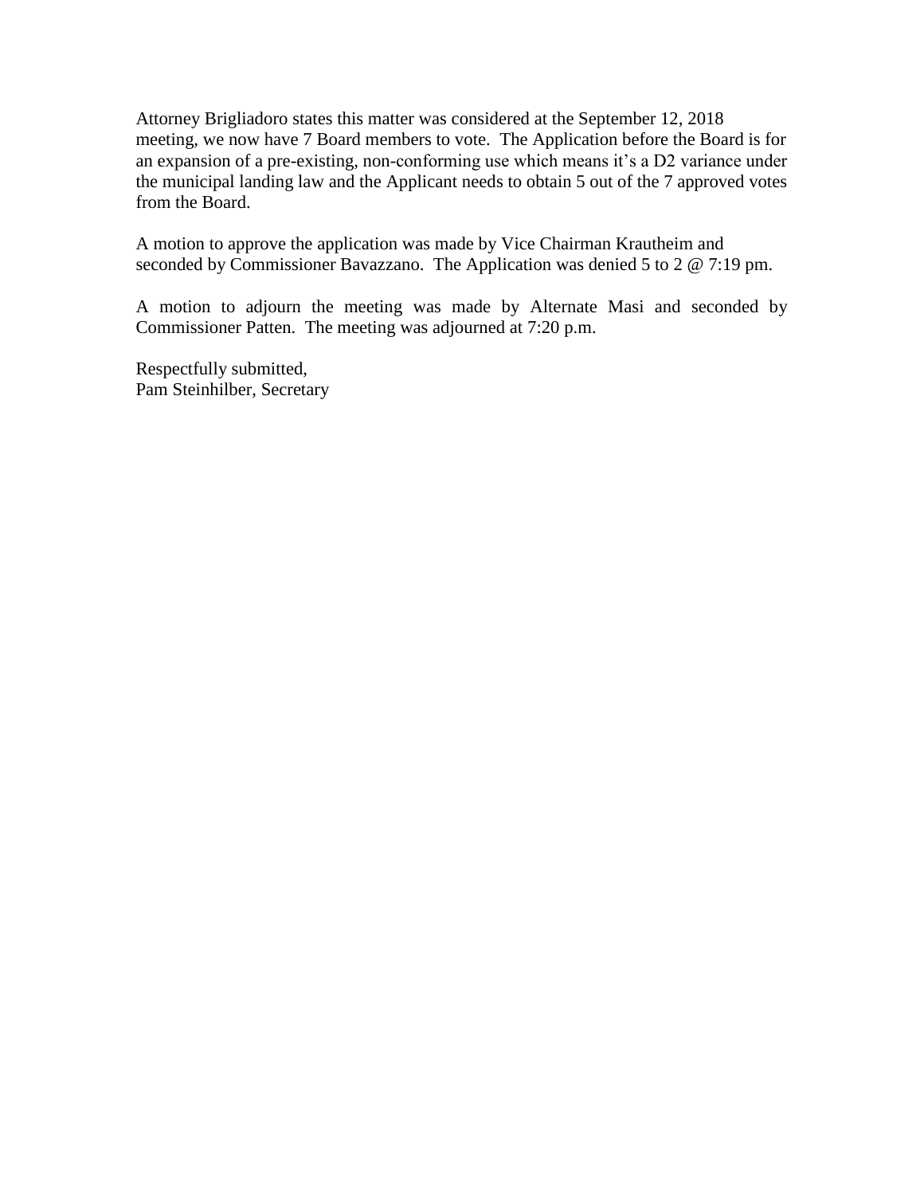Attorney Brigliadoro states this matter was considered at the September 12, 2018 meeting, we now have 7 Board members to vote. The Application before the Board is for an expansion of a pre-existing, non-conforming use which means it's a D2 variance under the municipal landing law and the Applicant needs to obtain 5 out of the 7 approved votes from the Board.

A motion to approve the application was made by Vice Chairman Krautheim and seconded by Commissioner Bavazzano. The Application was denied 5 to 2 @ 7:19 pm.

A motion to adjourn the meeting was made by Alternate Masi and seconded by Commissioner Patten. The meeting was adjourned at 7:20 p.m.

Respectfully submitted,
Pam Steinhilber, Secretary